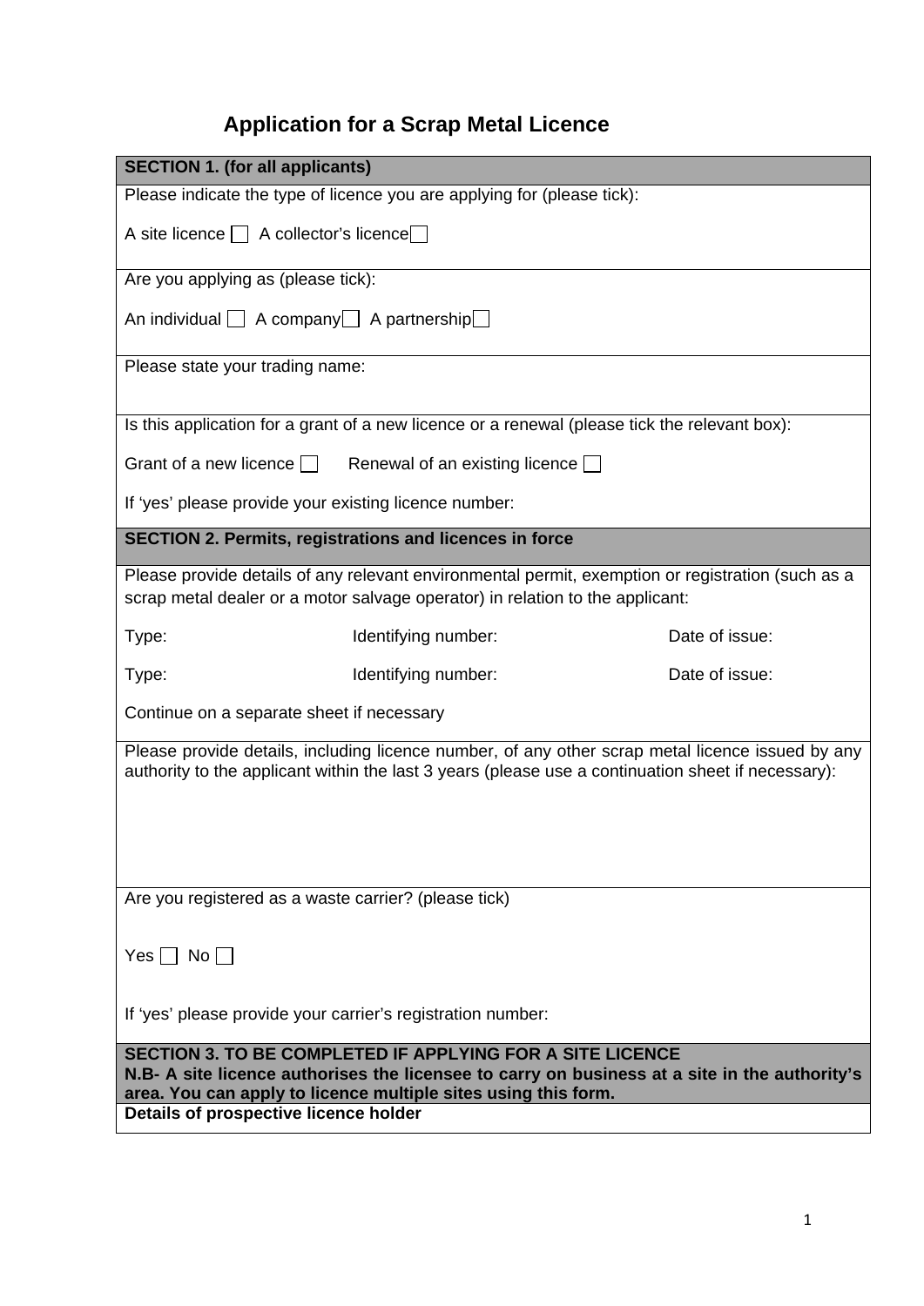# Application for a Scrap Metal Licence

**SECTION 1. (for all applicants)**

Please indicate the type of licence you are applying for (please tick):

A site licence ☐ A collector's licence ☐

Are you applying as (please tick):

An individual ☐ A company ☐ A partnership ☐

Please state your trading name:

Is this application for a grant of a new licence or a renewal (please tick the relevant box):

Grant of a new licence ☐ Renewal of an existing licence ☐

If 'yes' please provide your existing licence number:

**SECTION 2. Permits, registrations and licences in force**

Please provide details of any relevant environmental permit, exemption or registration (such as a scrap metal dealer or a motor salvage operator) in relation to the applicant:

| Type: | Identifying number: | Date of issue: |
|---|---|---|
| Type: | Identifying number: | Date of issue: |

Continue on a separate sheet if necessary

Please provide details, including licence number, of any other scrap metal licence issued by any authority to the applicant within the last 3 years (please use a continuation sheet if necessary):

Are you registered as a waste carrier? (please tick)

Yes ☐ No ☐

If 'yes' please provide your carrier's registration number:

**SECTION 3. TO BE COMPLETED IF APPLYING FOR A SITE LICENCE**
**N.B- A site licence authorises the licensee to carry on business at a site in the authority's area. You can apply to licence multiple sites using this form.**

**Details of prospective licence holder**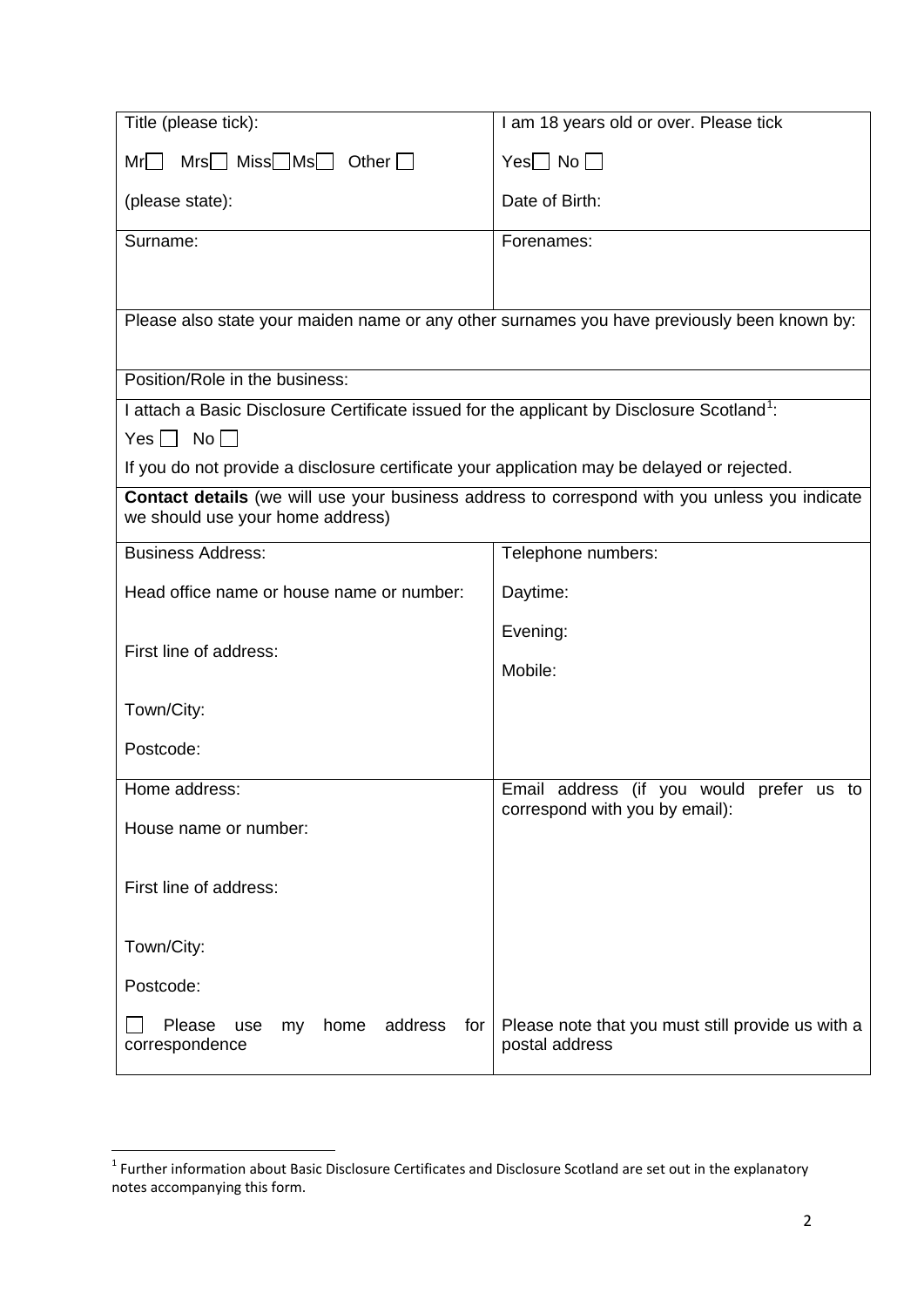| Title (please tick):<br><br>Mr ☐ Mrs ☐ Miss ☐ Ms ☐ Other ☐<br><br>(please state): | I am 18 years old or over. Please tick<br><br>Yes ☐ No ☐<br><br>Date of Birth: |
|---|---|
| Surname: | Forenames: |
| Please also state your maiden name or any other surnames you have previously been known by: | |
| Position/Role in the business: | |
| I attach a Basic Disclosure Certificate issued for the applicant by Disclosure Scotland[1]:<br><br>Yes ☐ No ☐<br><br>If you do not provide a disclosure certificate your application may be delayed or rejected. | |
| **Contact details** (we will use your business address to correspond with you unless you indicate we should use your home address) | |
| Business Address:<br><br>Head office name or house name or number:<br><br>First line of address:<br><br>Town/City:<br><br>Postcode: | Telephone numbers:<br><br>Daytime:<br><br>Evening:<br><br>Mobile: |
| Home address:<br><br>House name or number:<br><br>First line of address:<br><br>Town/City:<br><br>Postcode:<br><br>☐ Please use my home address for correspondence | Email address (if you would prefer us to correspond with you by email):<br><br>Please note that you must still provide us with a postal address |

[1] Further information about Basic Disclosure Certificates and Disclosure Scotland are set out in the explanatory notes accompanying this form.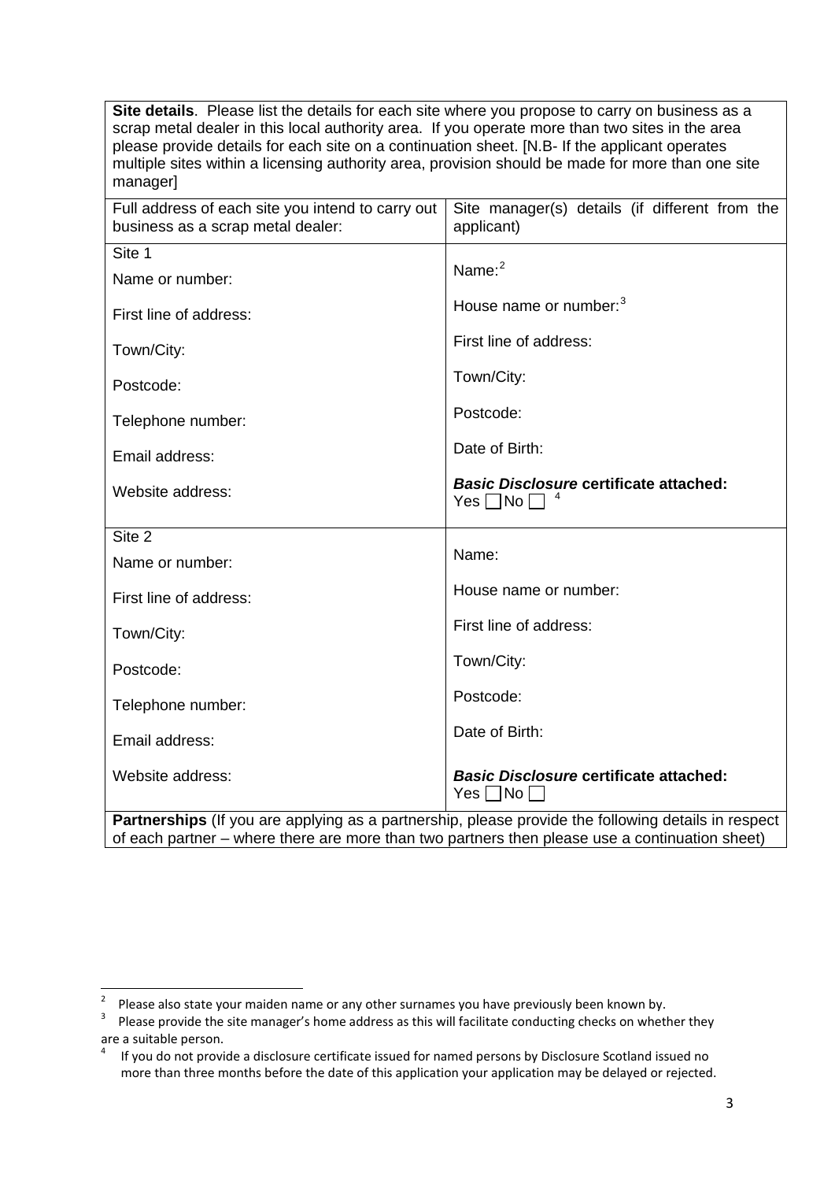**Site details**. Please list the details for each site where you propose to carry on business as a scrap metal dealer in this local authority area. If you operate more than two sites in the area please provide details for each site on a continuation sheet. [N.B- If the applicant operates multiple sites within a licensing authority area, provision should be made for more than one site manager]

| Full address of each site you intend to carry out business as a scrap metal dealer: | Site manager(s) details (if different from the applicant) |
|---|---|
| Site 1<br>Name or number:<br>First line of address:<br>Town/City:<br>Postcode:<br>Telephone number:<br>Email address:<br>Website address: | Name:[2]<br>House name or number:[3]<br>First line of address:<br>Town/City:<br>Postcode:<br>Date of Birth:<br>***Basic Disclosure* certificate attached:**<br>Yes ☐ No ☐ [4] |
| Site 2<br>Name or number:<br>First line of address:<br>Town/City:<br>Postcode:<br>Telephone number:<br>Email address:<br>Website address: | Name:<br>House name or number:<br>First line of address:<br>Town/City:<br>Postcode:<br>Date of Birth:<br>***Basic Disclosure* certificate attached:**<br>Yes ☐ No ☐ |

**Partnerships** (If you are applying as a partnership, please provide the following details in respect of each partner – where there are more than two partners then please use a continuation sheet)

---

[2] Please also state your maiden name or any other surnames you have previously been known by.

[3] Please provide the site manager's home address as this will facilitate conducting checks on whether they are a suitable person.

[4] If you do not provide a disclosure certificate issued for named persons by Disclosure Scotland issued no more than three months before the date of this application your application may be delayed or rejected.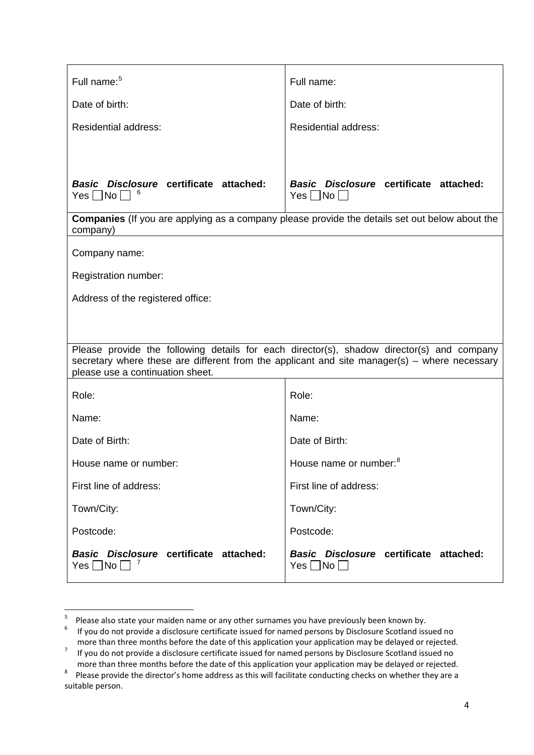| Full name:[5] | Full name: |
|---|---|
| Date of birth: | Date of birth: |
| Residential address: | Residential address: |
| ***Basic Disclosure*** **certificate attached:** Yes ☐ No ☐ [6] | ***Basic Disclosure*** **certificate attached:** Yes ☐ No ☐ |

**Companies** (If you are applying as a company please provide the details set out below about the company)

Company name:

Registration number:

Address of the registered office:

Please provide the following details for each director(s), shadow director(s) and company secretary where these are different from the applicant and site manager(s) – where necessary please use a continuation sheet.

| Role: | Role: |
|---|---|
| Name: | Name: |
| Date of Birth: | Date of Birth: |
| House name or number: | House name or number:[8] |
| First line of address: | First line of address: |
| Town/City: | Town/City: |
| Postcode: | Postcode: |
| ***Basic Disclosure*** **certificate attached:** Yes ☐ No ☐ [7] | ***Basic Disclosure*** **certificate attached:** Yes ☐ No ☐ |

---

[5] Please also state your maiden name or any other surnames you have previously been known by.

[6] If you do not provide a disclosure certificate issued for named persons by Disclosure Scotland issued no more than three months before the date of this application your application may be delayed or rejected.

[7] If you do not provide a disclosure certificate issued for named persons by Disclosure Scotland issued no more than three months before the date of this application your application may be delayed or rejected.

[8] Please provide the director's home address as this will facilitate conducting checks on whether they are a suitable person.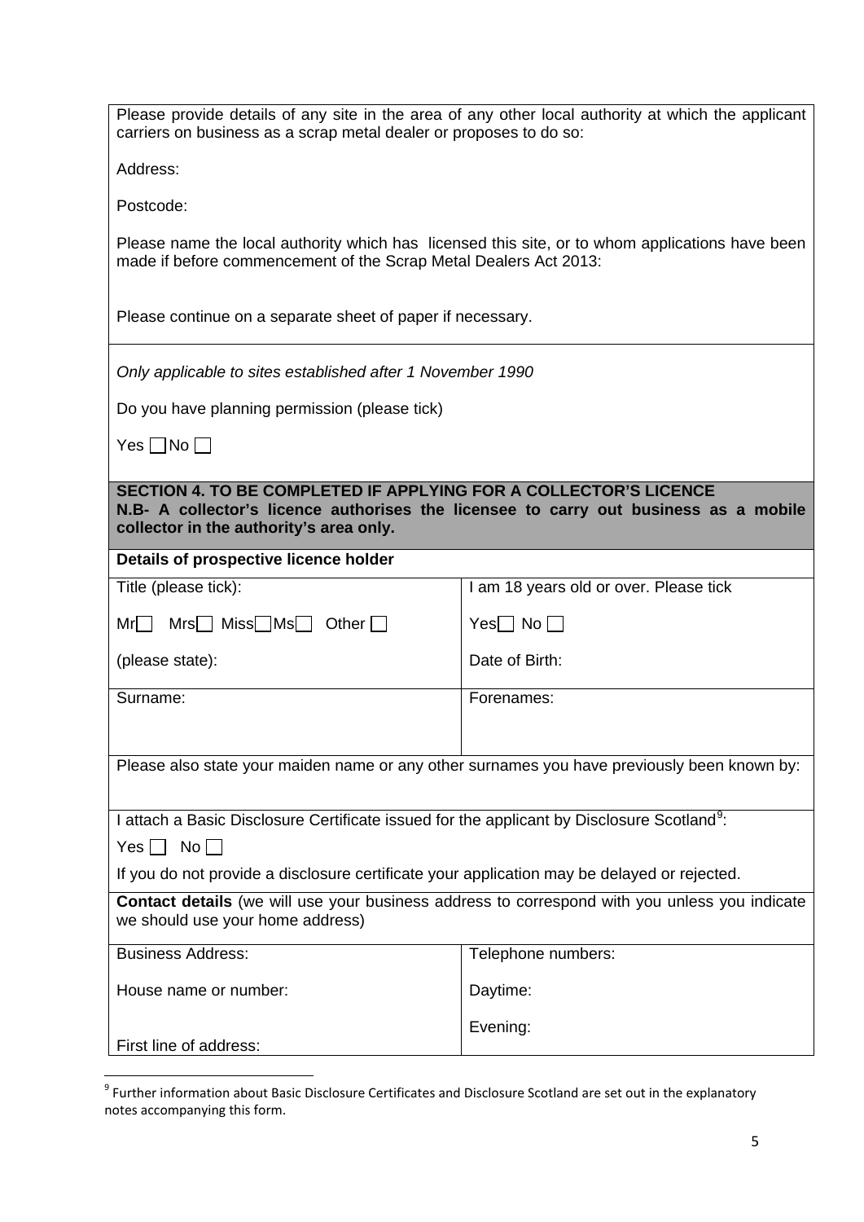Please provide details of any site in the area of any other local authority at which the applicant carriers on business as a scrap metal dealer or proposes to do so:

Address:

Postcode:

Please name the local authority which has licensed this site, or to whom applications have been made if before commencement of the Scrap Metal Dealers Act 2013:

Please continue on a separate sheet of paper if necessary.

*Only applicable to sites established after 1 November 1990*

Do you have planning permission (please tick)

Yes ☐ No ☐

**SECTION 4. TO BE COMPLETED IF APPLYING FOR A COLLECTOR'S LICENCE**
**N.B- A collector's licence authorises the licensee to carry out business as a mobile collector in the authority's area only.**

**Details of prospective licence holder**

| Title (please tick): Mr☐ Mrs☐ Miss☐ Ms☐ Other ☐ (please state): | I am 18 years old or over. Please tick Yes☐ No ☐ Date of Birth: |
|---|---|
| Surname: | Forenames: |

Please also state your maiden name or any other surnames you have previously been known by:

I attach a Basic Disclosure Certificate issued for the applicant by Disclosure Scotland[9]:

Yes ☐ No ☐

If you do not provide a disclosure certificate your application may be delayed or rejected.

**Contact details** (we will use your business address to correspond with you unless you indicate we should use your home address)

| Business Address: House name or number: First line of address: | Telephone numbers: Daytime: Evening: |
|---|---|

[9] Further information about Basic Disclosure Certificates and Disclosure Scotland are set out in the explanatory notes accompanying this form.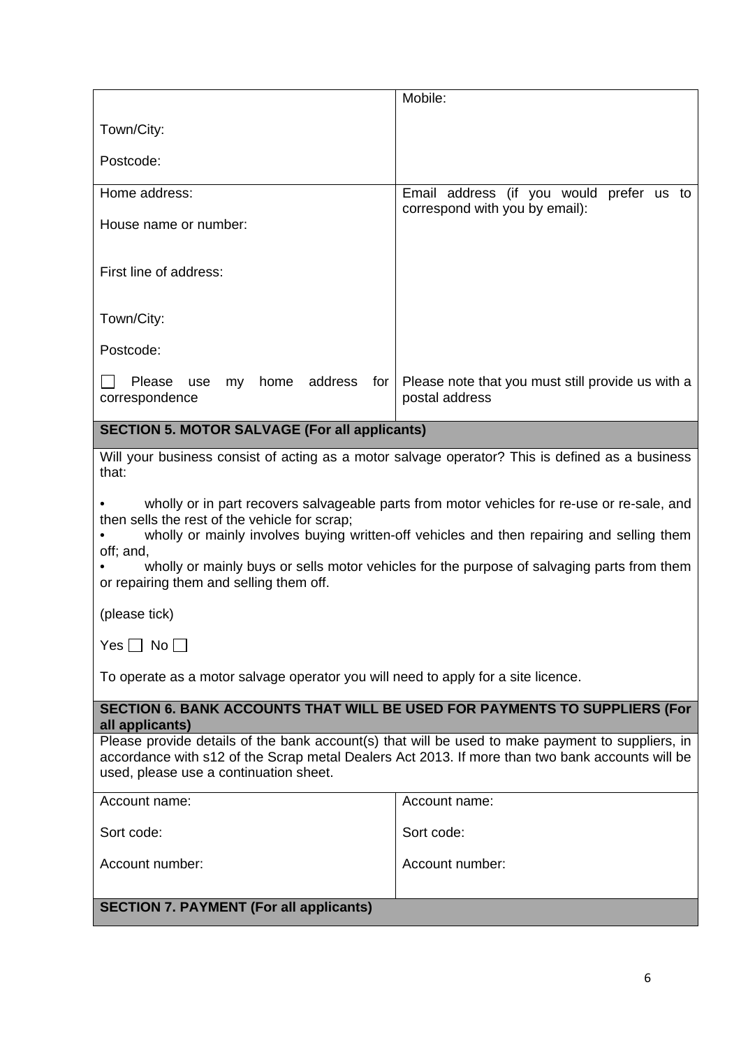| | |
|---|---|
| Town/City:<br><br>Postcode: | Mobile: |
| Home address:<br><br>House name or number:<br><br>First line of address:<br><br>Town/City:<br><br>Postcode:<br><br>☐ Please use my home address for correspondence | Email address (if you would prefer us to correspond with you by email):<br><br><br><br><br><br><br><br>Please note that you must still provide us with a postal address |

**SECTION 5. MOTOR SALVAGE (For all applicants)**

Will your business consist of acting as a motor salvage operator? This is defined as a business that:

- wholly or in part recovers salvageable parts from motor vehicles for re-use or re-sale, and then sells the rest of the vehicle for scrap;
- wholly or mainly involves buying written-off vehicles and then repairing and selling them off; and,
- wholly or mainly buys or sells motor vehicles for the purpose of salvaging parts from them or repairing them and selling them off.

(please tick)

Yes ☐ No ☐

To operate as a motor salvage operator you will need to apply for a site licence.

**SECTION 6. BANK ACCOUNTS THAT WILL BE USED FOR PAYMENTS TO SUPPLIERS (For all applicants)**

Please provide details of the bank account(s) that will be used to make payment to suppliers, in accordance with s12 of the Scrap metal Dealers Act 2013. If more than two bank accounts will be used, please use a continuation sheet.

| | |
|---|---|
| Account name:<br><br>Sort code:<br><br>Account number: | Account name:<br><br>Sort code:<br><br>Account number: |

**SECTION 7. PAYMENT (For all applicants)**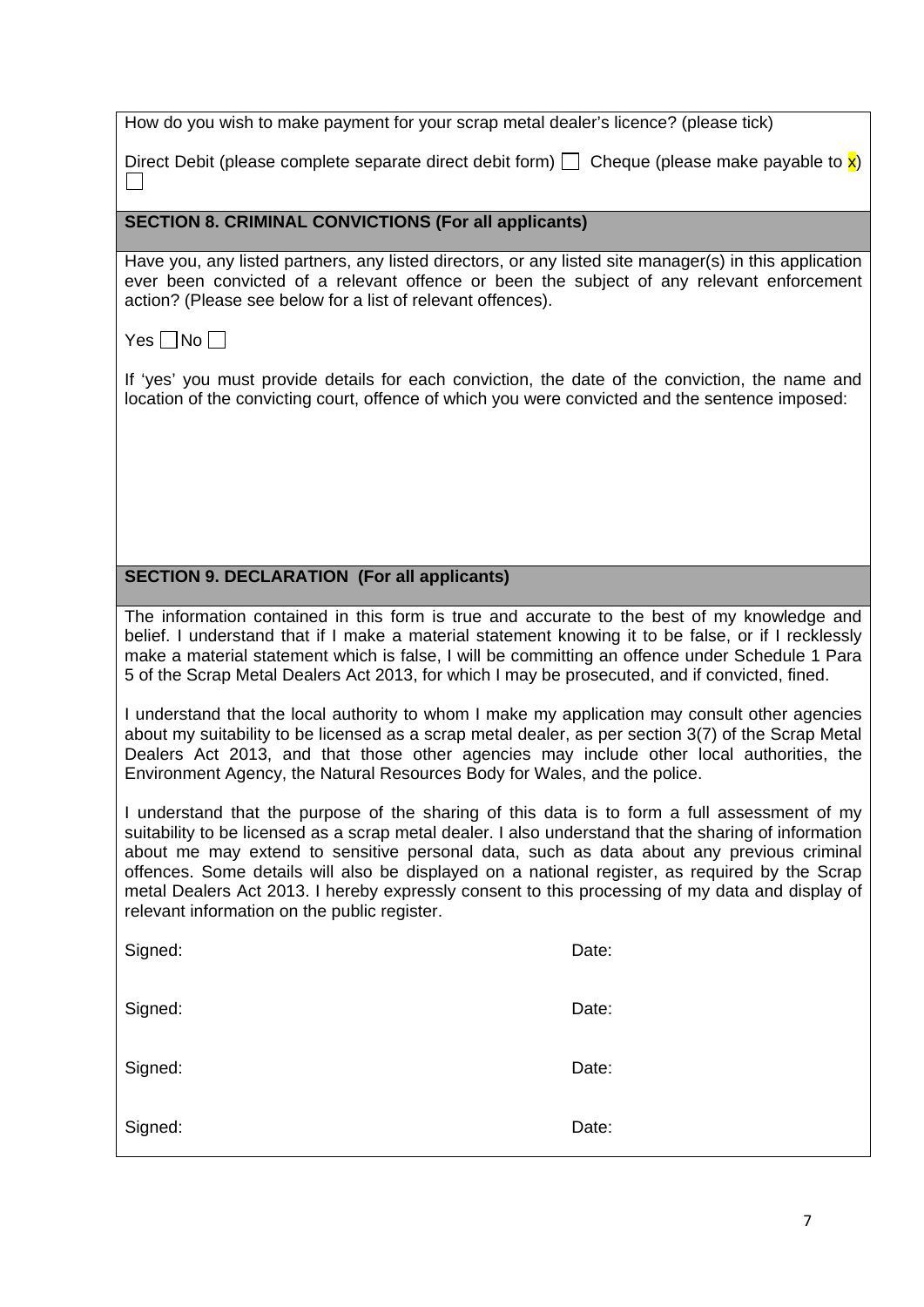How do you wish to make payment for your scrap metal dealer's licence? (please tick)

Direct Debit (please complete separate direct debit form) ☐ Cheque (please make payable to x) ☐

## SECTION 8. CRIMINAL CONVICTIONS (For all applicants)

Have you, any listed partners, any listed directors, or any listed site manager(s) in this application ever been convicted of a relevant offence or been the subject of any relevant enforcement action? (Please see below for a list of relevant offences).

Yes ☐ No ☐

If 'yes' you must provide details for each conviction, the date of the conviction, the name and location of the convicting court, offence of which you were convicted and the sentence imposed:

## SECTION 9. DECLARATION (For all applicants)

The information contained in this form is true and accurate to the best of my knowledge and belief. I understand that if I make a material statement knowing it to be false, or if I recklessly make a material statement which is false, I will be committing an offence under Schedule 1 Para 5 of the Scrap Metal Dealers Act 2013, for which I may be prosecuted, and if convicted, fined.

I understand that the local authority to whom I make my application may consult other agencies about my suitability to be licensed as a scrap metal dealer, as per section 3(7) of the Scrap Metal Dealers Act 2013, and that those other agencies may include other local authorities, the Environment Agency, the Natural Resources Body for Wales, and the police.

I understand that the purpose of the sharing of this data is to form a full assessment of my suitability to be licensed as a scrap metal dealer. I also understand that the sharing of information about me may extend to sensitive personal data, such as data about any previous criminal offences. Some details will also be displayed on a national register, as required by the Scrap metal Dealers Act 2013. I hereby expressly consent to this processing of my data and display of relevant information on the public register.

Signed: Date:

Signed: Date:

Signed: Date:

Signed: Date: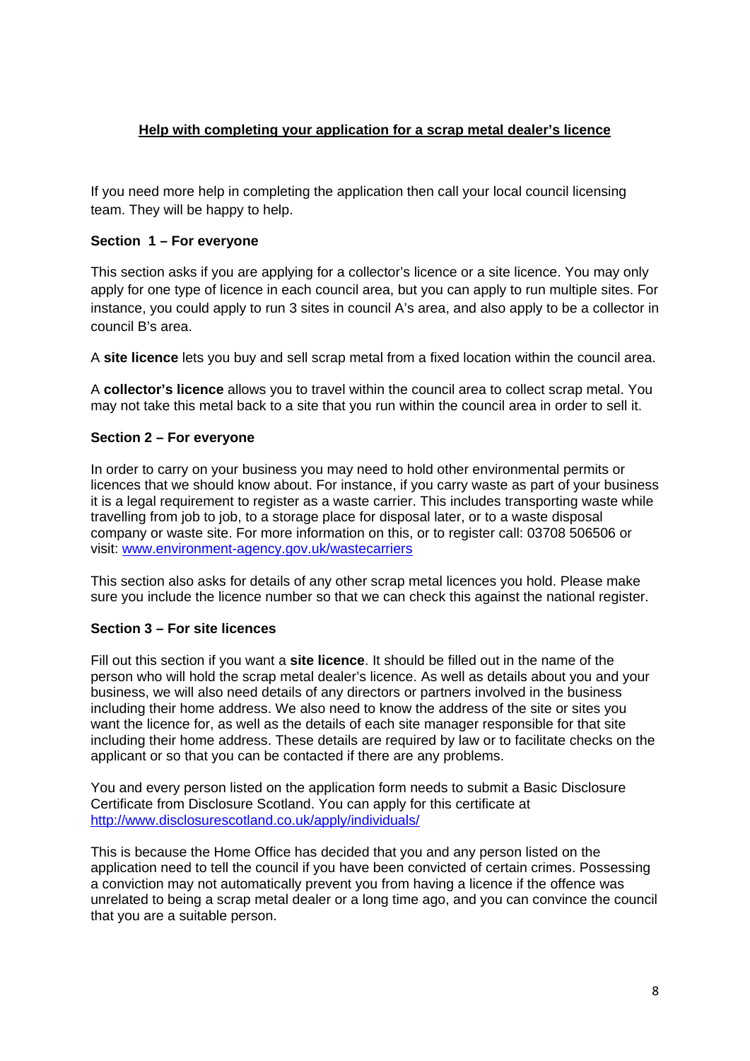## Help with completing your application for a scrap metal dealer's licence

If you need more help in completing the application then call your local council licensing team. They will be happy to help.

**Section 1 – For everyone**

This section asks if you are applying for a collector's licence or a site licence. You may only apply for one type of licence in each council area, but you can apply to run multiple sites. For instance, you could apply to run 3 sites in council A's area, and also apply to be a collector in council B's area.

A **site licence** lets you buy and sell scrap metal from a fixed location within the council area.

A **collector's licence** allows you to travel within the council area to collect scrap metal. You may not take this metal back to a site that you run within the council area in order to sell it.

**Section 2 – For everyone**

In order to carry on your business you may need to hold other environmental permits or licences that we should know about. For instance, if you carry waste as part of your business it is a legal requirement to register as a waste carrier. This includes transporting waste while travelling from job to job, to a storage place for disposal later, or to a waste disposal company or waste site. For more information on this, or to register call: 03708 506506 or visit: [www.environment-agency.gov.uk/wastecarriers](www.environment-agency.gov.uk/wastecarriers)

This section also asks for details of any other scrap metal licences you hold. Please make sure you include the licence number so that we can check this against the national register.

**Section 3 – For site licences**

Fill out this section if you want a **site licence**. It should be filled out in the name of the person who will hold the scrap metal dealer's licence. As well as details about you and your business, we will also need details of any directors or partners involved in the business including their home address. We also need to know the address of the site or sites you want the licence for, as well as the details of each site manager responsible for that site including their home address. These details are required by law or to facilitate checks on the applicant or so that you can be contacted if there are any problems.

You and every person listed on the application form needs to submit a Basic Disclosure Certificate from Disclosure Scotland. You can apply for this certificate at [http://www.disclosurescotland.co.uk/apply/individuals/](http://www.disclosurescotland.co.uk/apply/individuals/)

This is because the Home Office has decided that you and any person listed on the application need to tell the council if you have been convicted of certain crimes. Possessing a conviction may not automatically prevent you from having a licence if the offence was unrelated to being a scrap metal dealer or a long time ago, and you can convince the council that you are a suitable person.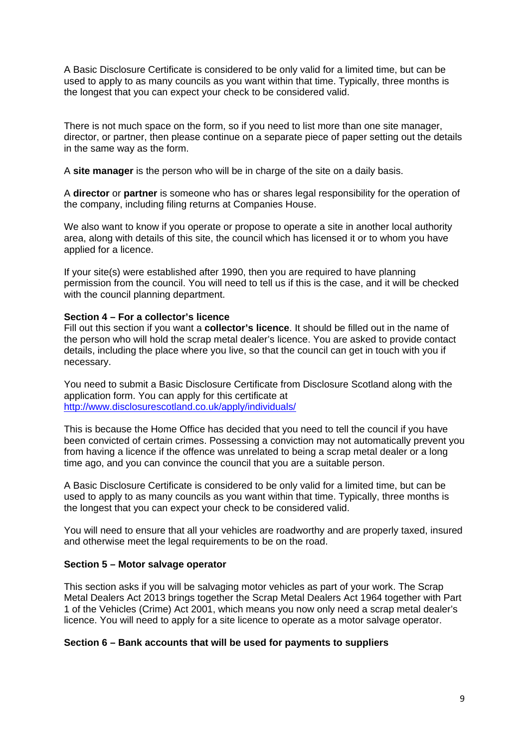A Basic Disclosure Certificate is considered to be only valid for a limited time, but can be used to apply to as many councils as you want within that time. Typically, three months is the longest that you can expect your check to be considered valid.

There is not much space on the form, so if you need to list more than one site manager, director, or partner, then please continue on a separate piece of paper setting out the details in the same way as the form.

A **site manager** is the person who will be in charge of the site on a daily basis.

A **director** or **partner** is someone who has or shares legal responsibility for the operation of the company, including filing returns at Companies House.

We also want to know if you operate or propose to operate a site in another local authority area, along with details of this site, the council which has licensed it or to whom you have applied for a licence.

If your site(s) were established after 1990, then you are required to have planning permission from the council. You will need to tell us if this is the case, and it will be checked with the council planning department.

**Section 4 – For a collector's licence**

Fill out this section if you want a **collector's licence**. It should be filled out in the name of the person who will hold the scrap metal dealer's licence. You are asked to provide contact details, including the place where you live, so that the council can get in touch with you if necessary.

You need to submit a Basic Disclosure Certificate from Disclosure Scotland along with the application form. You can apply for this certificate at http://www.disclosurescotland.co.uk/apply/individuals/

This is because the Home Office has decided that you need to tell the council if you have been convicted of certain crimes. Possessing a conviction may not automatically prevent you from having a licence if the offence was unrelated to being a scrap metal dealer or a long time ago, and you can convince the council that you are a suitable person.

A Basic Disclosure Certificate is considered to be only valid for a limited time, but can be used to apply to as many councils as you want within that time. Typically, three months is the longest that you can expect your check to be considered valid.

You will need to ensure that all your vehicles are roadworthy and are properly taxed, insured and otherwise meet the legal requirements to be on the road.

**Section 5 – Motor salvage operator**

This section asks if you will be salvaging motor vehicles as part of your work. The Scrap Metal Dealers Act 2013 brings together the Scrap Metal Dealers Act 1964 together with Part 1 of the Vehicles (Crime) Act 2001, which means you now only need a scrap metal dealer's licence. You will need to apply for a site licence to operate as a motor salvage operator.

**Section 6 – Bank accounts that will be used for payments to suppliers**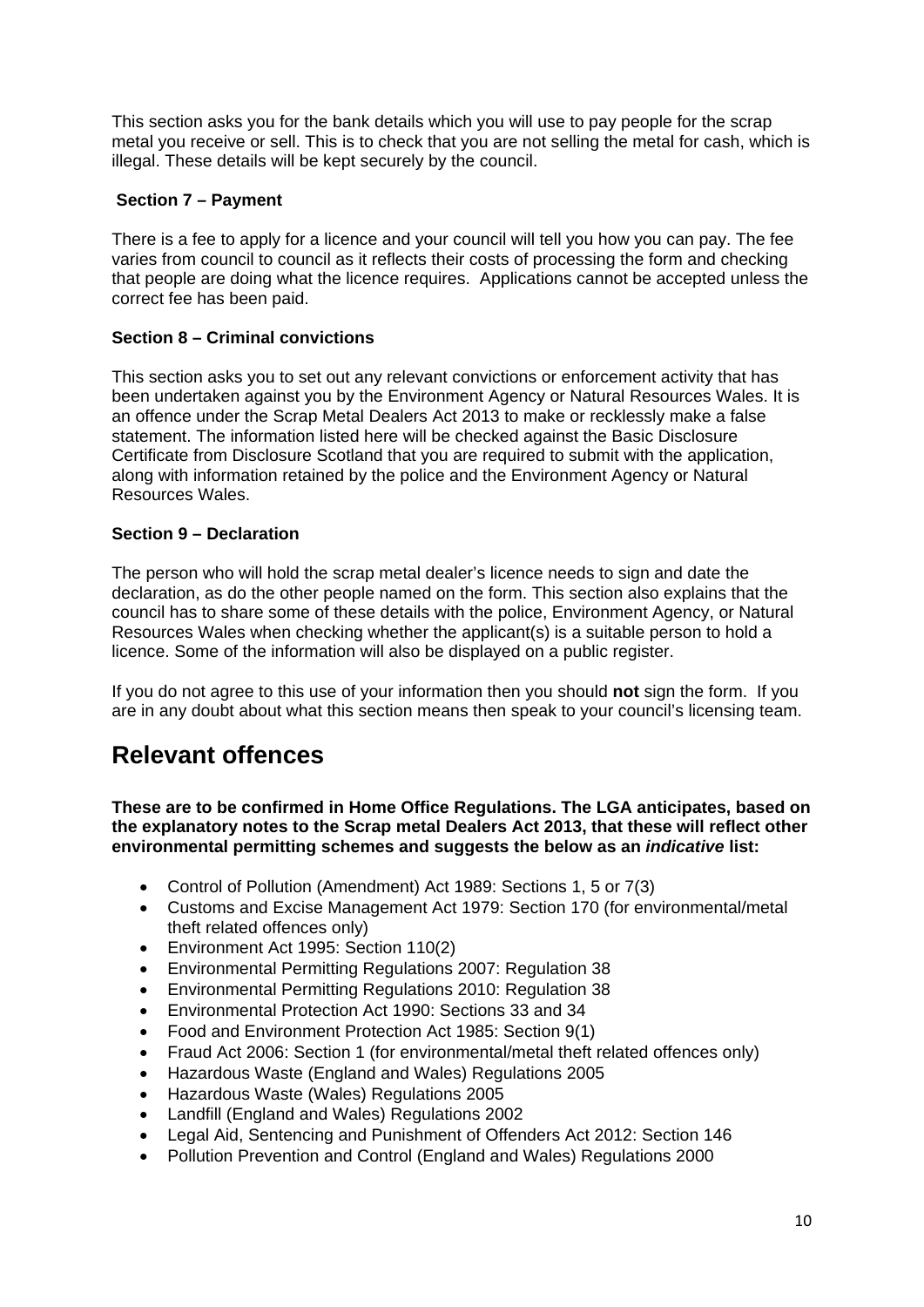This section asks you for the bank details which you will use to pay people for the scrap metal you receive or sell. This is to check that you are not selling the metal for cash, which is illegal. These details will be kept securely by the council.

### Section 7 – Payment

There is a fee to apply for a licence and your council will tell you how you can pay. The fee varies from council to council as it reflects their costs of processing the form and checking that people are doing what the licence requires. Applications cannot be accepted unless the correct fee has been paid.

### Section 8 – Criminal convictions

This section asks you to set out any relevant convictions or enforcement activity that has been undertaken against you by the Environment Agency or Natural Resources Wales. It is an offence under the Scrap Metal Dealers Act 2013 to make or recklessly make a false statement. The information listed here will be checked against the Basic Disclosure Certificate from Disclosure Scotland that you are required to submit with the application, along with information retained by the police and the Environment Agency or Natural Resources Wales.

### Section 9 – Declaration

The person who will hold the scrap metal dealer's licence needs to sign and date the declaration, as do the other people named on the form. This section also explains that the council has to share some of these details with the police, Environment Agency, or Natural Resources Wales when checking whether the applicant(s) is a suitable person to hold a licence. Some of the information will also be displayed on a public register.

If you do not agree to this use of your information then you should **not** sign the form. If you are in any doubt about what this section means then speak to your council's licensing team.

## Relevant offences

**These are to be confirmed in Home Office Regulations. The LGA anticipates, based on the explanatory notes to the Scrap metal Dealers Act 2013, that these will reflect other environmental permitting schemes and suggests the below as an *indicative* list:**

- Control of Pollution (Amendment) Act 1989: Sections 1, 5 or 7(3)
- Customs and Excise Management Act 1979: Section 170 (for environmental/metal theft related offences only)
- Environment Act 1995: Section 110(2)
- Environmental Permitting Regulations 2007: Regulation 38
- Environmental Permitting Regulations 2010: Regulation 38
- Environmental Protection Act 1990: Sections 33 and 34
- Food and Environment Protection Act 1985: Section 9(1)
- Fraud Act 2006: Section 1 (for environmental/metal theft related offences only)
- Hazardous Waste (England and Wales) Regulations 2005
- Hazardous Waste (Wales) Regulations 2005
- Landfill (England and Wales) Regulations 2002
- Legal Aid, Sentencing and Punishment of Offenders Act 2012: Section 146
- Pollution Prevention and Control (England and Wales) Regulations 2000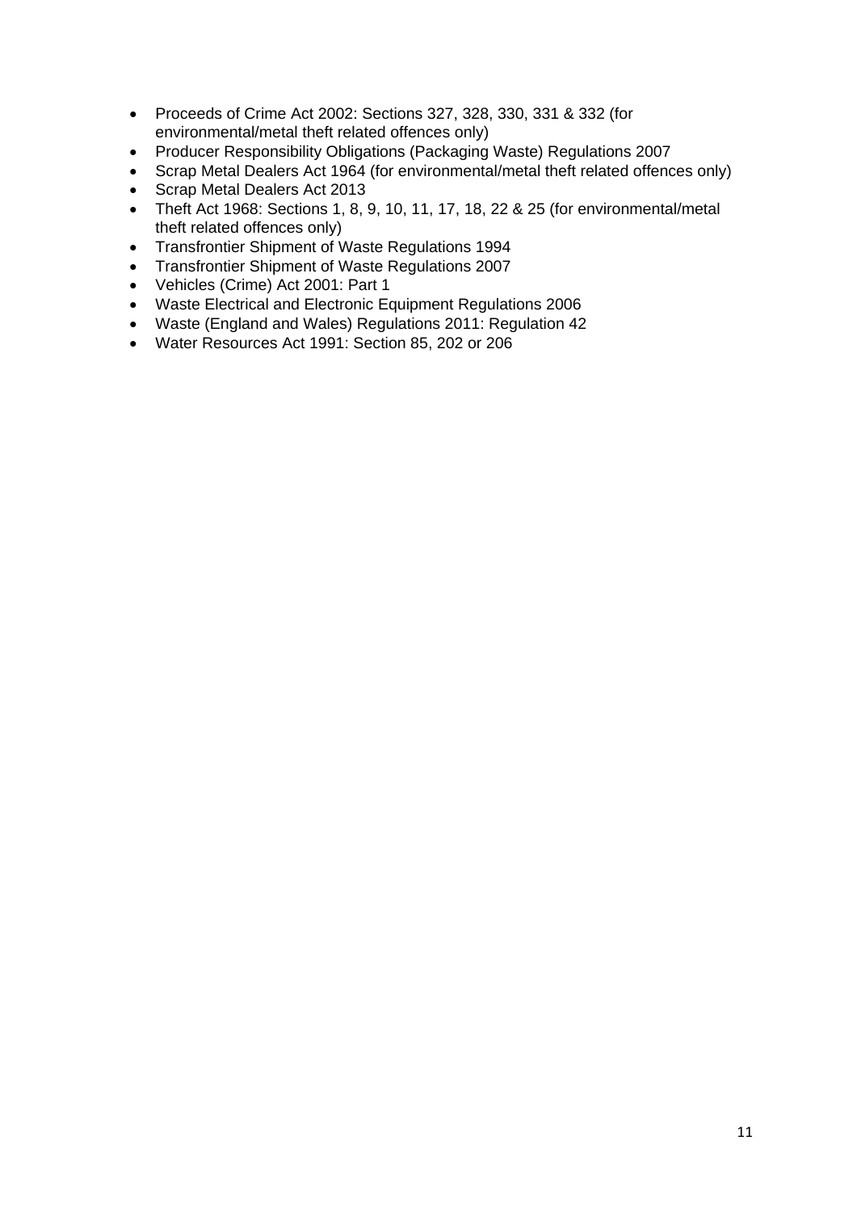- Proceeds of Crime Act 2002: Sections 327, 328, 330, 331 & 332 (for environmental/metal theft related offences only)
- Producer Responsibility Obligations (Packaging Waste) Regulations 2007
- Scrap Metal Dealers Act 1964 (for environmental/metal theft related offences only)
- Scrap Metal Dealers Act 2013
- Theft Act 1968: Sections 1, 8, 9, 10, 11, 17, 18, 22 & 25 (for environmental/metal theft related offences only)
- Transfrontier Shipment of Waste Regulations 1994
- Transfrontier Shipment of Waste Regulations 2007
- Vehicles (Crime) Act 2001: Part 1
- Waste Electrical and Electronic Equipment Regulations 2006
- Waste (England and Wales) Regulations 2011: Regulation 42
- Water Resources Act 1991: Section 85, 202 or 206